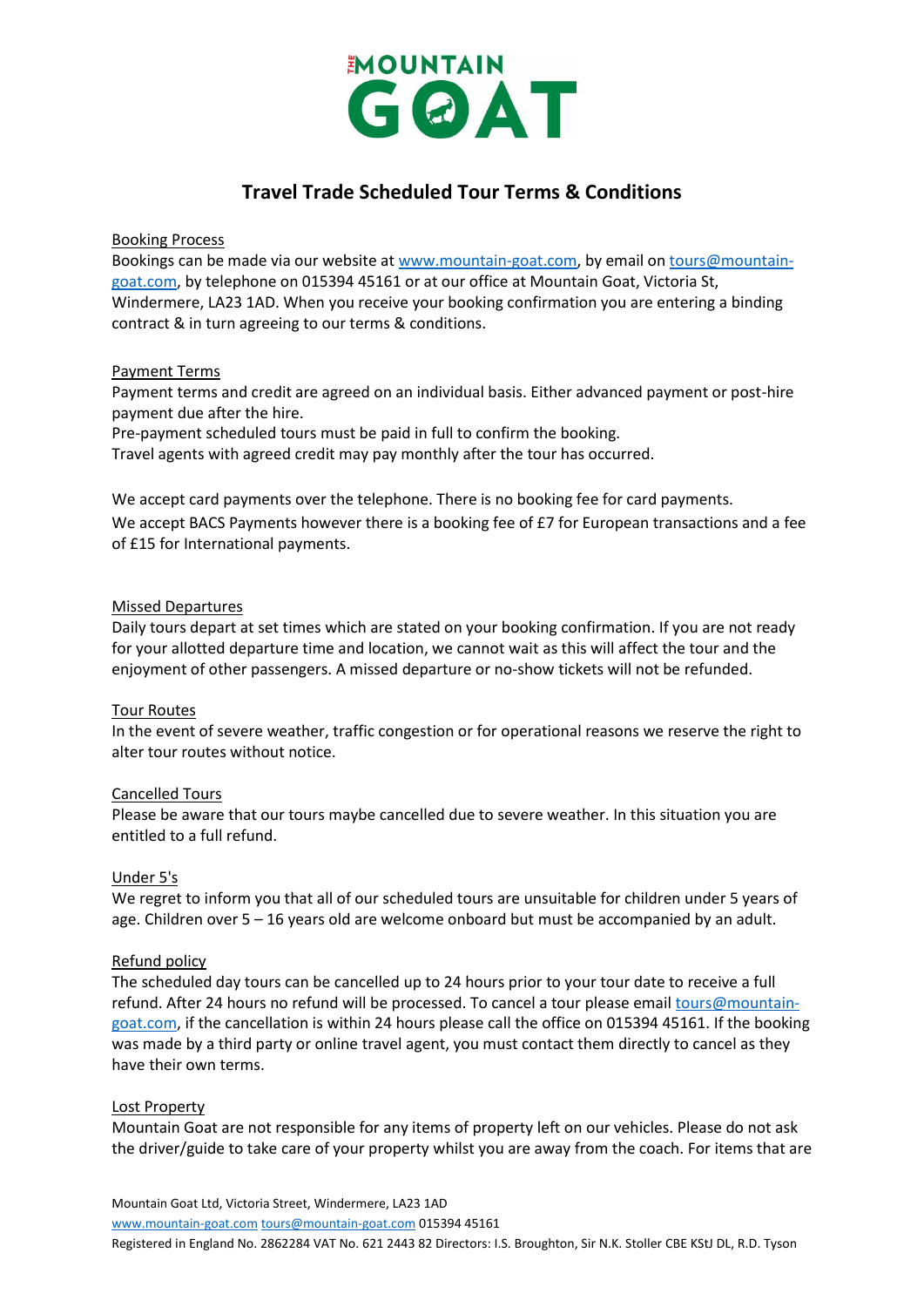# Travel Trade Scheduled Tour Terms & Conditions

## Booking Process

Bookings can be made via our website at www.mountain-goat.com, by email on tours@mountain-goat.com, by telephone on 015394 45161 or at our office at Mountain Goat, Victoria St, Windermere, LA23 1AD. When you receive your booking confirmation you are entering a binding contract & in turn agreeing to our terms & conditions.

## Payment Terms

Payment terms and credit are agreed on an individual basis. Either advanced payment or post-hire payment due after the hire.
Pre-payment scheduled tours must be paid in full to confirm the booking.
Travel agents with agreed credit may pay monthly after the tour has occurred.

We accept card payments over the telephone. There is no booking fee for card payments.
We accept BACS Payments however there is a booking fee of £7 for European transactions and a fee of £15 for International payments.

## Missed Departures

Daily tours depart at set times which are stated on your booking confirmation. If you are not ready for your allotted departure time and location, we cannot wait as this will affect the tour and the enjoyment of other passengers. A missed departure or no-show tickets will not be refunded.

## Tour Routes

In the event of severe weather, traffic congestion or for operational reasons we reserve the right to alter tour routes without notice.

## Cancelled Tours

Please be aware that our tours maybe cancelled due to severe weather. In this situation you are entitled to a full refund.

## Under 5's

We regret to inform you that all of our scheduled tours are unsuitable for children under 5 years of age. Children over 5 – 16 years old are welcome onboard but must be accompanied by an adult.

## Refund policy

The scheduled day tours can be cancelled up to 24 hours prior to your tour date to receive a full refund. After 24 hours no refund will be processed. To cancel a tour please email tours@mountain-goat.com, if the cancellation is within 24 hours please call the office on 015394 45161. If the booking was made by a third party or online travel agent, you must contact them directly to cancel as they have their own terms.

## Lost Property

Mountain Goat are not responsible for any items of property left on our vehicles. Please do not ask the driver/guide to take care of your property whilst you are away from the coach. For items that are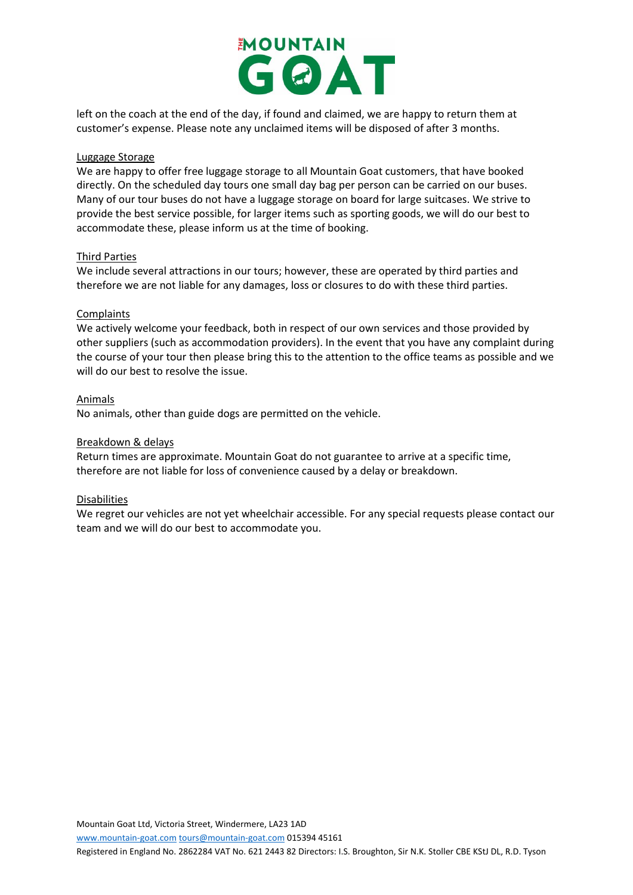left on the coach at the end of the day, if found and claimed, we are happy to return them at customer's expense. Please note any unclaimed items will be disposed of after 3 months.

Luggage Storage

We are happy to offer free luggage storage to all Mountain Goat customers, that have booked directly. On the scheduled day tours one small day bag per person can be carried on our buses. Many of our tour buses do not have a luggage storage on board for large suitcases. We strive to provide the best service possible, for larger items such as sporting goods, we will do our best to accommodate these, please inform us at the time of booking.

Third Parties

We include several attractions in our tours; however, these are operated by third parties and therefore we are not liable for any damages, loss or closures to do with these third parties.

Complaints

We actively welcome your feedback, both in respect of our own services and those provided by other suppliers (such as accommodation providers). In the event that you have any complaint during the course of your tour then please bring this to the attention to the office teams as possible and we will do our best to resolve the issue.

Animals

No animals, other than guide dogs are permitted on the vehicle.

Breakdown & delays

Return times are approximate. Mountain Goat do not guarantee to arrive at a specific time, therefore are not liable for loss of convenience caused by a delay or breakdown.

Disabilities

We regret our vehicles are not yet wheelchair accessible. For any special requests please contact our team and we will do our best to accommodate you.

Mountain Goat Ltd, Victoria Street, Windermere, LA23 1AD
www.mountain-goat.com tours@mountain-goat.com 015394 45161
Registered in England No. 2862284 VAT No. 621 2443 82 Directors: I.S. Broughton, Sir N.K. Stoller CBE KStJ DL, R.D. Tyson